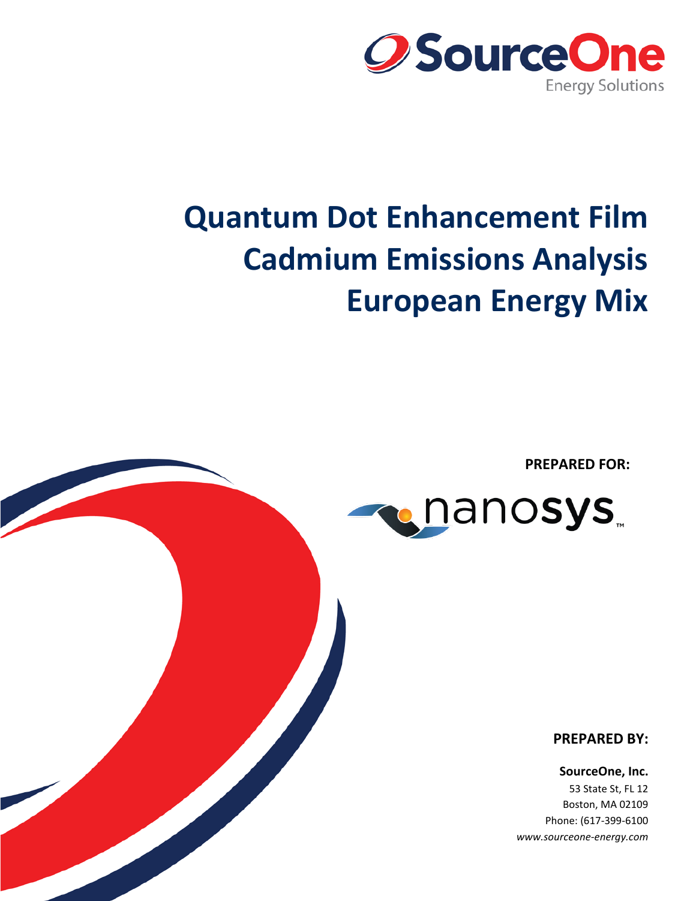SourceOne Energy Solutions

# Quantum Dot Enhancement Film Cadmium Emissions Analysis European Energy Mix

**PREPARED FOR:**

nanosys

**PREPARED BY:**

**SourceOne, Inc.**
53 State St, FL 12
Boston, MA 02109
Phone: (617-399-6100
*www.sourceone-energy.com*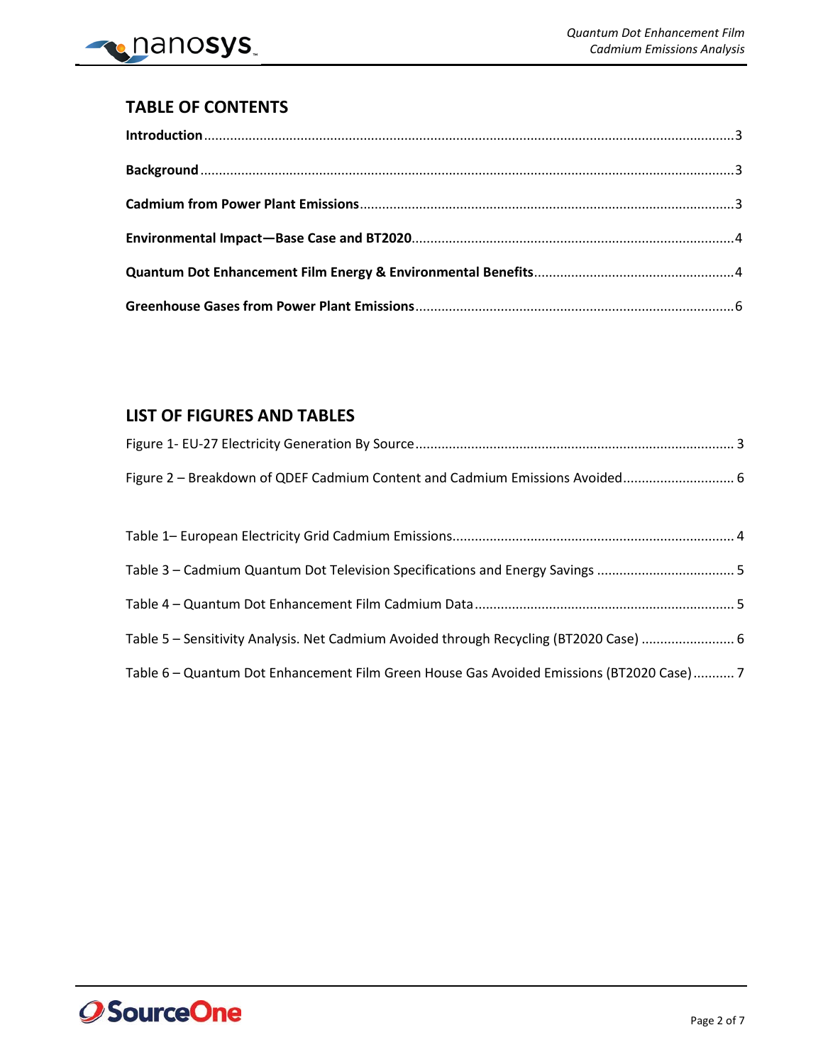## TABLE OF CONTENTS

**Introduction** ..................................................................................... 3

**Background** ..................................................................................... 3

**Cadmium from Power Plant Emissions** ..................................................................................... 3

**Environmental Impact—Base Case and BT2020** ..................................................................................... 4

**Quantum Dot Enhancement Film Energy & Environmental Benefits** ..................................................................................... 4

**Greenhouse Gases from Power Plant Emissions** ..................................................................................... 6

## LIST OF FIGURES AND TABLES

Figure 1- EU-27 Electricity Generation By Source ..................................................................................... 3

Figure 2 – Breakdown of QDEF Cadmium Content and Cadmium Emissions Avoided ..................................................................................... 6

Table 1– European Electricity Grid Cadmium Emissions ..................................................................................... 4

Table 3 – Cadmium Quantum Dot Television Specifications and Energy Savings ..................................................................................... 5

Table 4 – Quantum Dot Enhancement Film Cadmium Data ..................................................................................... 5

Table 5 – Sensitivity Analysis. Net Cadmium Avoided through Recycling (BT2020 Case) ..................................................................................... 6

Table 6 – Quantum Dot Enhancement Film Green House Gas Avoided Emissions (BT2020 Case) ..................................................................................... 7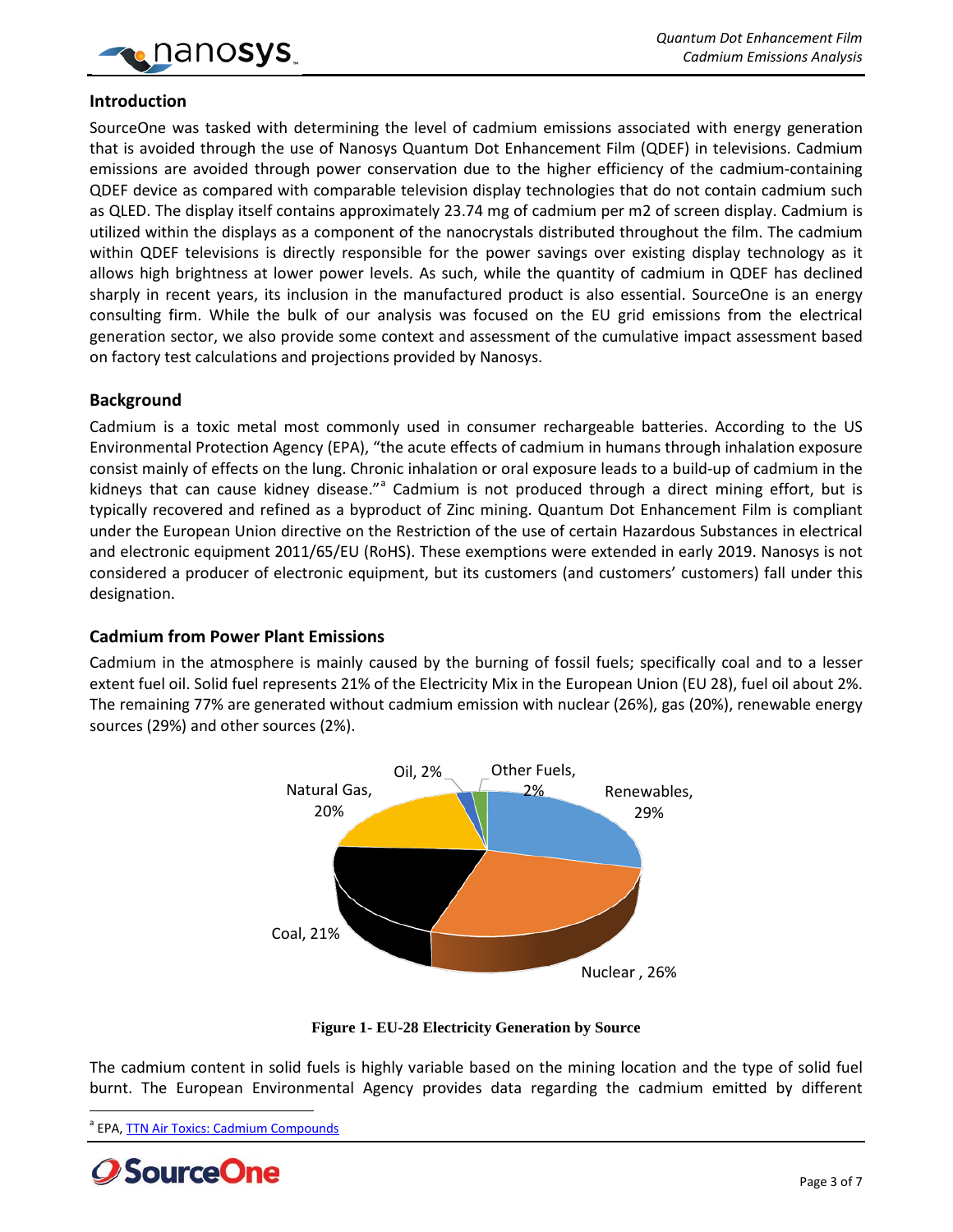## Introduction

SourceOne was tasked with determining the level of cadmium emissions associated with energy generation that is avoided through the use of Nanosys Quantum Dot Enhancement Film (QDEF) in televisions. Cadmium emissions are avoided through power conservation due to the higher efficiency of the cadmium-containing QDEF device as compared with comparable television display technologies that do not contain cadmium such as QLED. The display itself contains approximately 23.74 mg of cadmium per m2 of screen display. Cadmium is utilized within the displays as a component of the nanocrystals distributed throughout the film. The cadmium within QDEF televisions is directly responsible for the power savings over existing display technology as it allows high brightness at lower power levels. As such, while the quantity of cadmium in QDEF has declined sharply in recent years, its inclusion in the manufactured product is also essential. SourceOne is an energy consulting firm. While the bulk of our analysis was focused on the EU grid emissions from the electrical generation sector, we also provide some context and assessment of the cumulative impact assessment based on factory test calculations and projections provided by Nanosys.

## Background

Cadmium is a toxic metal most commonly used in consumer rechargeable batteries. According to the US Environmental Protection Agency (EPA), "the acute effects of cadmium in humans through inhalation exposure consist mainly of effects on the lung. Chronic inhalation or oral exposure leads to a build-up of cadmium in the kidneys that can cause kidney disease."[a] Cadmium is not produced through a direct mining effort, but is typically recovered and refined as a byproduct of Zinc mining. Quantum Dot Enhancement Film is compliant under the European Union directive on the Restriction of the use of certain Hazardous Substances in electrical and electronic equipment 2011/65/EU (RoHS). These exemptions were extended in early 2019. Nanosys is not considered a producer of electronic equipment, but its customers (and customers' customers) fall under this designation.

## Cadmium from Power Plant Emissions

Cadmium in the atmosphere is mainly caused by the burning of fossil fuels; specifically coal and to a lesser extent fuel oil. Solid fuel represents 21% of the Electricity Mix in the European Union (EU 28), fuel oil about 2%. The remaining 77% are generated without cadmium emission with nuclear (26%), gas (20%), renewable energy sources (29%) and other sources (2%).

| Source | Share |
|---|---|
| Renewables | 29% |
| Nuclear | 26% |
| Coal | 21% |
| Natural Gas | 20% |
| Oil | 2% |
| Other Fuels | 2% |

**Figure 1- EU-28 Electricity Generation by Source**

The cadmium content in solid fuels is highly variable based on the mining location and the type of solid fuel burnt. The European Environmental Agency provides data regarding the cadmium emitted by different

[a] EPA, TTN Air Toxics: Cadmium Compounds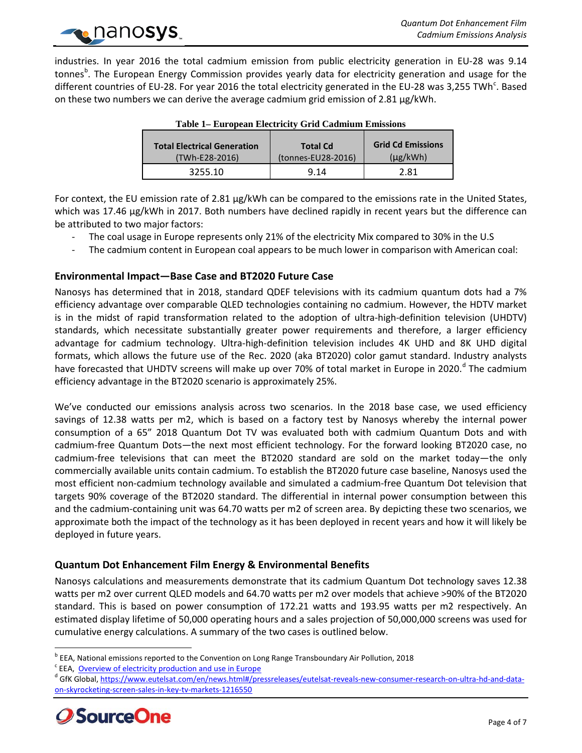industries. In year 2016 the total cadmium emission from public electricity generation in EU-28 was 9.14 tonnes[b]. The European Energy Commission provides yearly data for electricity generation and usage for the different countries of EU-28. For year 2016 the total electricity generated in the EU-28 was 3,255 TWh[c]. Based on these two numbers we can derive the average cadmium grid emission of 2.81 µg/kWh.

**Table 1– European Electricity Grid Cadmium Emissions**

| **Total Electrical Generation** (TWh-E28-2016) | **Total Cd** (tonnes-EU28-2016) | **Grid Cd Emissions** (µg/kWh) |
|---|---|---|
| 3255.10 | 9.14 | 2.81 |

For context, the EU emission rate of 2.81 µg/kWh can be compared to the emissions rate in the United States, which was 17.46 µg/kWh in 2017. Both numbers have declined rapidly in recent years but the difference can be attributed to two major factors:

- The coal usage in Europe represents only 21% of the electricity Mix compared to 30% in the U.S
- The cadmium content in European coal appears to be much lower in comparison with American coal:

### Environmental Impact—Base Case and BT2020 Future Case

Nanosys has determined that in 2018, standard QDEF televisions with its cadmium quantum dots had a 7% efficiency advantage over comparable QLED technologies containing no cadmium. However, the HDTV market is in the midst of rapid transformation related to the adoption of ultra-high-definition television (UHDTV) standards, which necessitate substantially greater power requirements and therefore, a larger efficiency advantage for cadmium technology. Ultra-high-definition television includes 4K UHD and 8K UHD digital formats, which allows the future use of the Rec. 2020 (aka BT2020) color gamut standard. Industry analysts have forecasted that UHDTV screens will make up over 70% of total market in Europe in 2020.[d] The cadmium efficiency advantage in the BT2020 scenario is approximately 25%.

We've conducted our emissions analysis across two scenarios. In the 2018 base case, we used efficiency savings of 12.38 watts per m2, which is based on a factory test by Nanosys whereby the internal power consumption of a 65" 2018 Quantum Dot TV was evaluated both with cadmium Quantum Dots and with cadmium-free Quantum Dots—the next most efficient technology. For the forward looking BT2020 case, no cadmium-free televisions that can meet the BT2020 standard are sold on the market today—the only commercially available units contain cadmium. To establish the BT2020 future case baseline, Nanosys used the most efficient non-cadmium technology available and simulated a cadmium-free Quantum Dot television that targets 90% coverage of the BT2020 standard. The differential in internal power consumption between this and the cadmium-containing unit was 64.70 watts per m2 of screen area. By depicting these two scenarios, we approximate both the impact of the technology as it has been deployed in recent years and how it will likely be deployed in future years.

### Quantum Dot Enhancement Film Energy & Environmental Benefits

Nanosys calculations and measurements demonstrate that its cadmium Quantum Dot technology saves 12.38 watts per m2 over current QLED models and 64.70 watts per m2 over models that achieve >90% of the BT2020 standard. This is based on power consumption of 172.21 watts and 193.95 watts per m2 respectively. An estimated display lifetime of 50,000 operating hours and a sales projection of 50,000,000 screens was used for cumulative energy calculations. A summary of the two cases is outlined below.

---

[b] EEA, National emissions reported to the Convention on Long Range Transboundary Air Pollution, 2018

[c] EEA, Overview of electricity production and use in Europe

[d] GfK Global, https://www.eutelsat.com/en/news.html#/pressreleases/eutelsat-reveals-new-consumer-research-on-ultra-hd-and-data-on-skyrocketing-screen-sales-in-key-tv-markets-1216550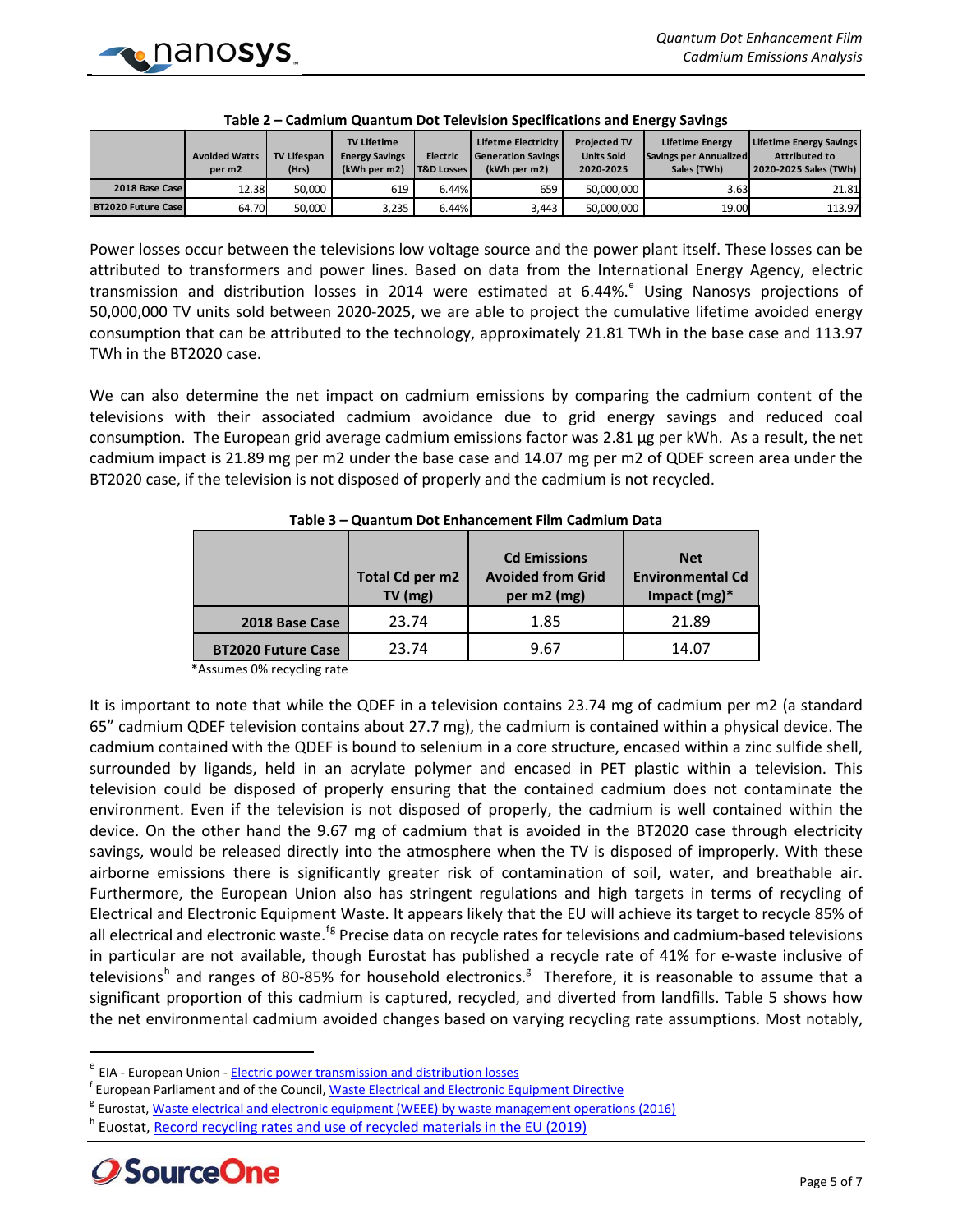**Table 2 – Cadmium Quantum Dot Television Specifications and Energy Savings**

| | Avoided Watts per m2 | TV Lifespan (Hrs) | TV Lifetime Energy Savings (kWh per m2) | Electric T&D Losses | Lifetime Electricity Generation Savings (kWh per m2) | Projected TV Units Sold 2020-2025 | Lifetime Energy Savings per Annualized Sales (TWh) | Lifetime Energy Savings Attributed to 2020-2025 Sales (TWh) |
|---|---|---|---|---|---|---|---|---|
| **2018 Base Case** | 12.38 | 50,000 | 619 | 6.44% | 659 | 50,000,000 | 3.63 | 21.81 |
| **BT2020 Future Case** | 64.70 | 50,000 | 3,235 | 6.44% | 3,443 | 50,000,000 | 19.00 | 113.97 |

Power losses occur between the televisions low voltage source and the power plant itself. These losses can be attributed to transformers and power lines. Based on data from the International Energy Agency, electric transmission and distribution losses in 2014 were estimated at 6.44%.[e] Using Nanosys projections of 50,000,000 TV units sold between 2020-2025, we are able to project the cumulative lifetime avoided energy consumption that can be attributed to the technology, approximately 21.81 TWh in the base case and 113.97 TWh in the BT2020 case.

We can also determine the net impact on cadmium emissions by comparing the cadmium content of the televisions with their associated cadmium avoidance due to grid energy savings and reduced coal consumption. The European grid average cadmium emissions factor was 2.81 µg per kWh. As a result, the net cadmium impact is 21.89 mg per m2 under the base case and 14.07 mg per m2 of QDEF screen area under the BT2020 case, if the television is not disposed of properly and the cadmium is not recycled.

**Table 3 – Quantum Dot Enhancement Film Cadmium Data**

| | Total Cd per m2 TV (mg) | Cd Emissions Avoided from Grid per m2 (mg) | Net Environmental Cd Impact (mg)* |
|---|---|---|---|
| **2018 Base Case** | 23.74 | 1.85 | 21.89 |
| **BT2020 Future Case** | 23.74 | 9.67 | 14.07 |

*Assumes 0% recycling rate

It is important to note that while the QDEF in a television contains 23.74 mg of cadmium per m2 (a standard 65" cadmium QDEF television contains about 27.7 mg), the cadmium is contained within a physical device. The cadmium contained with the QDEF is bound to selenium in a core structure, encased within a zinc sulfide shell, surrounded by ligands, held in an acrylate polymer and encased in PET plastic within a television. This television could be disposed of properly ensuring that the contained cadmium does not contaminate the environment. Even if the television is not disposed of properly, the cadmium is well contained within the device. On the other hand the 9.67 mg of cadmium that is avoided in the BT2020 case through electricity savings, would be released directly into the atmosphere when the TV is disposed of improperly. With these airborne emissions there is significantly greater risk of contamination of soil, water, and breathable air. Furthermore, the European Union also has stringent regulations and high targets in terms of recycling of Electrical and Electronic Equipment Waste. It appears likely that the EU will achieve its target to recycle 85% of all electrical and electronic waste.[f,g] Precise data on recycle rates for televisions and cadmium-based televisions in particular are not available, though Eurostat has published a recycle rate of 41% for e-waste inclusive of televisions[h] and ranges of 80-85% for household electronics.[g] Therefore, it is reasonable to assume that a significant proportion of this cadmium is captured, recycled, and diverted from landfills. Table 5 shows how the net environmental cadmium avoided changes based on varying recycling rate assumptions. Most notably,

---

[e] EIA - European Union - Electric power transmission and distribution losses

[f] European Parliament and of the Council, Waste Electrical and Electronic Equipment Directive

[g] Eurostat, Waste electrical and electronic equipment (WEEE) by waste management operations (2016)

[h] Euostat, Record recycling rates and use of recycled materials in the EU (2019)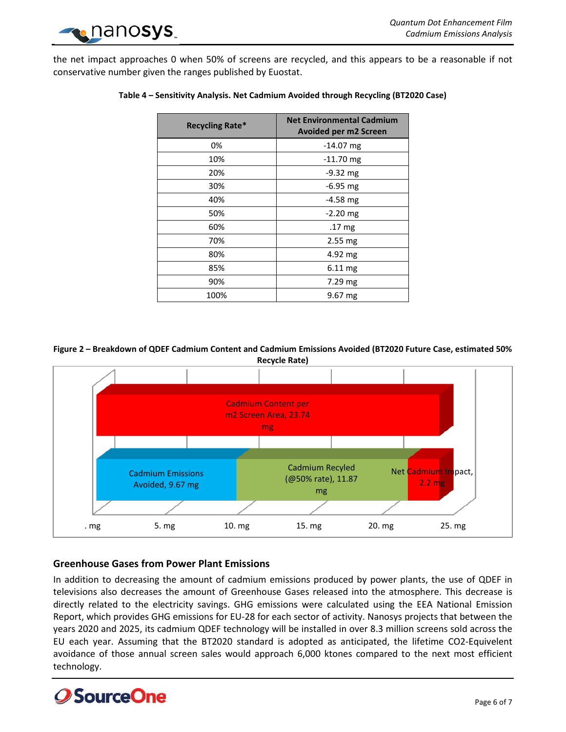the net impact approaches 0 when 50% of screens are recycled, and this appears to be a reasonable if not conservative number given the ranges published by Euostat.

**Table 4 – Sensitivity Analysis. Net Cadmium Avoided through Recycling (BT2020 Case)**

| Recycling Rate* | Net Environmental Cadmium Avoided per m2 Screen |
|---|---|
| 0% | -14.07 mg |
| 10% | -11.70 mg |
| 20% | -9.32 mg |
| 30% | -6.95 mg |
| 40% | -4.58 mg |
| 50% | -2.20 mg |
| 60% | .17 mg |
| 70% | 2.55 mg |
| 80% | 4.92 mg |
| 85% | 6.11 mg |
| 90% | 7.29 mg |
| 100% | 9.67 mg |

**Figure 2 – Breakdown of QDEF Cadmium Content and Cadmium Emissions Avoided (BT2020 Future Case, estimated 50% Recycle Rate)**

Cadmium Content per m2 Screen Area, 23.74 mg

Cadmium Emissions Avoided, 9.67 mg

Cadmium Recyled (@50% rate), 11.87 mg

Net Cadmium Impact, 2.2 mg

. mg | 5. mg | 10. mg | 15. mg | 20. mg | 25. mg

## Greenhouse Gases from Power Plant Emissions

In addition to decreasing the amount of cadmium emissions produced by power plants, the use of QDEF in televisions also decreases the amount of Greenhouse Gases released into the atmosphere. This decrease is directly related to the electricity savings. GHG emissions were calculated using the EEA National Emission Report, which provides GHG emissions for EU-28 for each sector of activity. Nanosys projects that between the years 2020 and 2025, its cadmium QDEF technology will be installed in over 8.3 million screens sold across the EU each year. Assuming that the BT2020 standard is adopted as anticipated, the lifetime CO2-Equivelent avoidance of those annual screen sales would approach 6,000 ktones compared to the next most efficient technology.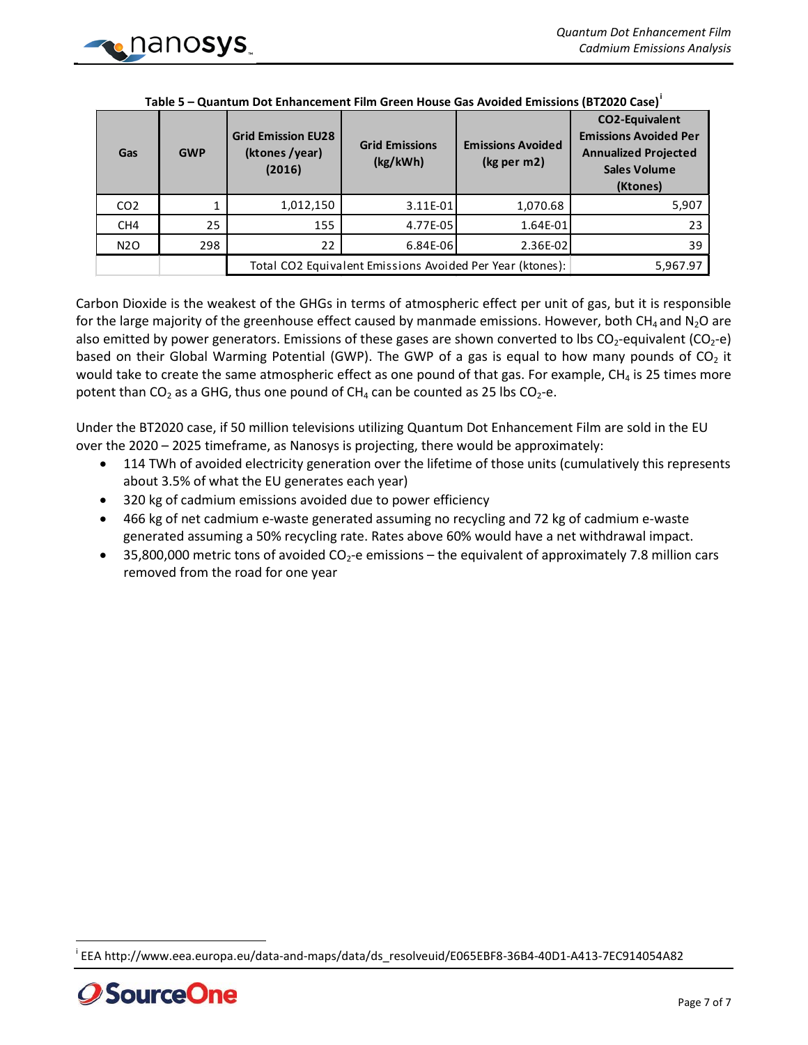**Table 5 – Quantum Dot Enhancement Film Green House Gas Avoided Emissions (BT2020 Case)[i]**

| Gas | GWP | Grid Emission EU28 (ktones /year) (2016) | Grid Emissions (kg/kWh) | Emissions Avoided (kg per m2) | CO2-Equivalent Emissions Avoided Per Annualized Projected Sales Volume (Ktones) |
|---|---|---|---|---|---|
| CO2 | 1 | 1,012,150 | 3.11E-01 | 1,070.68 | 5,907 |
| CH4 | 25 | 155 | 4.77E-05 | 1.64E-01 | 23 |
| N2O | 298 | 22 | 6.84E-06 | 2.36E-02 | 39 |
| | | Total CO2 Equivalent Emissions Avoided Per Year (ktones): | | | 5,967.97 |

Carbon Dioxide is the weakest of the GHGs in terms of atmospheric effect per unit of gas, but it is responsible for the large majority of the greenhouse effect caused by manmade emissions. However, both $CH_4$ and $N_2O$ are also emitted by power generators. Emissions of these gases are shown converted to lbs $CO_2$-equivalent ($CO_2$-e) based on their Global Warming Potential (GWP). The GWP of a gas is equal to how many pounds of $CO_2$ it would take to create the same atmospheric effect as one pound of that gas. For example, $CH_4$ is 25 times more potent than $CO_2$ as a GHG, thus one pound of $CH_4$ can be counted as 25 lbs $CO_2$-e.

Under the BT2020 case, if 50 million televisions utilizing Quantum Dot Enhancement Film are sold in the EU over the 2020 – 2025 timeframe, as Nanosys is projecting, there would be approximately:

- 114 TWh of avoided electricity generation over the lifetime of those units (cumulatively this represents about 3.5% of what the EU generates each year)
- 320 kg of cadmium emissions avoided due to power efficiency
- 466 kg of net cadmium e-waste generated assuming no recycling and 72 kg of cadmium e-waste generated assuming a 50% recycling rate. Rates above 60% would have a net withdrawal impact.
- 35,800,000 metric tons of avoided $CO_2$-e emissions – the equivalent of approximately 7.8 million cars removed from the road for one year

[i] EEA http://www.eea.europa.eu/data-and-maps/data/ds_resolveuid/E065EBF8-36B4-40D1-A413-7EC914054A82